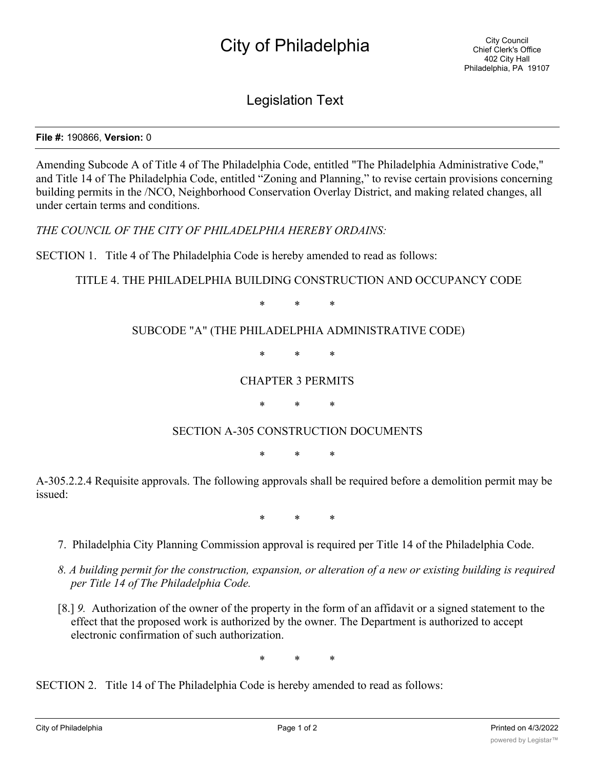# City of Philadelphia

City Council
Chief Clerk's Office
402 City Hall
Philadelphia, PA 19107

## Legislation Text

**File #:** 190866, **Version:** 0

Amending Subcode A of Title 4 of The Philadelphia Code, entitled "The Philadelphia Administrative Code," and Title 14 of The Philadelphia Code, entitled "Zoning and Planning," to revise certain provisions concerning building permits in the /NCO, Neighborhood Conservation Overlay District, and making related changes, all under certain terms and conditions.

*THE COUNCIL OF THE CITY OF PHILADELPHIA HEREBY ORDAINS:*

SECTION 1. Title 4 of The Philadelphia Code is hereby amended to read as follows:

TITLE 4. THE PHILADELPHIA BUILDING CONSTRUCTION AND OCCUPANCY CODE

\* \* \*

SUBCODE "A" (THE PHILADELPHIA ADMINISTRATIVE CODE)

\* \* \*

CHAPTER 3 PERMITS

\* \* \*

SECTION A-305 CONSTRUCTION DOCUMENTS

\* \* \*

A-305.2.2.4 Requisite approvals. The following approvals shall be required before a demolition permit may be issued:

\* \* \*

7. Philadelphia City Planning Commission approval is required per Title 14 of the Philadelphia Code.

*8. A building permit for the construction, expansion, or alteration of a new or existing building is required per Title 14 of The Philadelphia Code.*

[8.] *9.* Authorization of the owner of the property in the form of an affidavit or a signed statement to the effect that the proposed work is authorized by the owner. The Department is authorized to accept electronic confirmation of such authorization.

\* \* \*

SECTION 2. Title 14 of The Philadelphia Code is hereby amended to read as follows: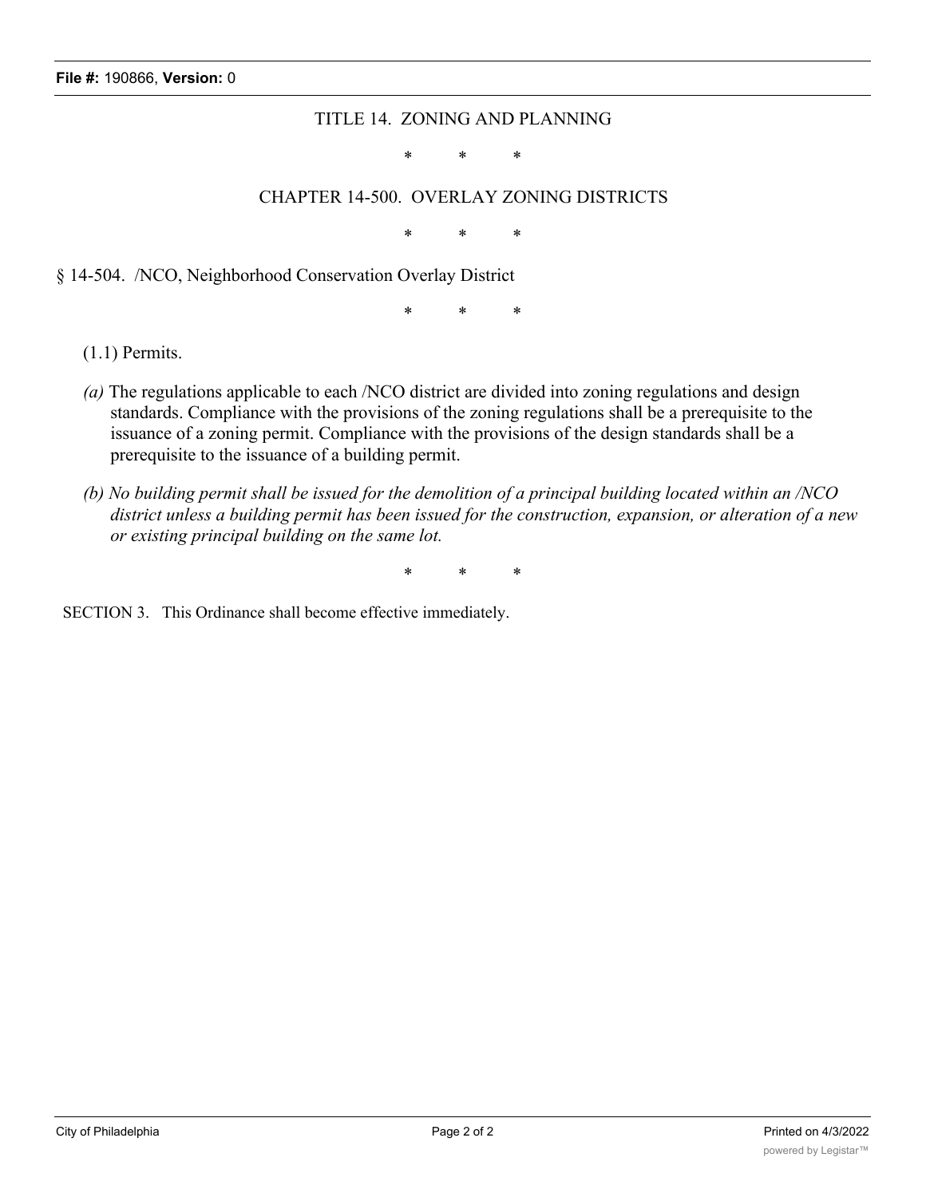TITLE 14. ZONING AND PLANNING

\* \* \*

CHAPTER 14-500. OVERLAY ZONING DISTRICTS

\* \* \*

§ 14-504. /NCO, Neighborhood Conservation Overlay District

\* \* \*

(1.1) Permits.

*(a)* The regulations applicable to each /NCO district are divided into zoning regulations and design standards. Compliance with the provisions of the zoning regulations shall be a prerequisite to the issuance of a zoning permit. Compliance with the provisions of the design standards shall be a prerequisite to the issuance of a building permit.

*(b) No building permit shall be issued for the demolition of a principal building located within an /NCO district unless a building permit has been issued for the construction, expansion, or alteration of a new or existing principal building on the same lot.*

\* \* \*

SECTION 3. This Ordinance shall become effective immediately.